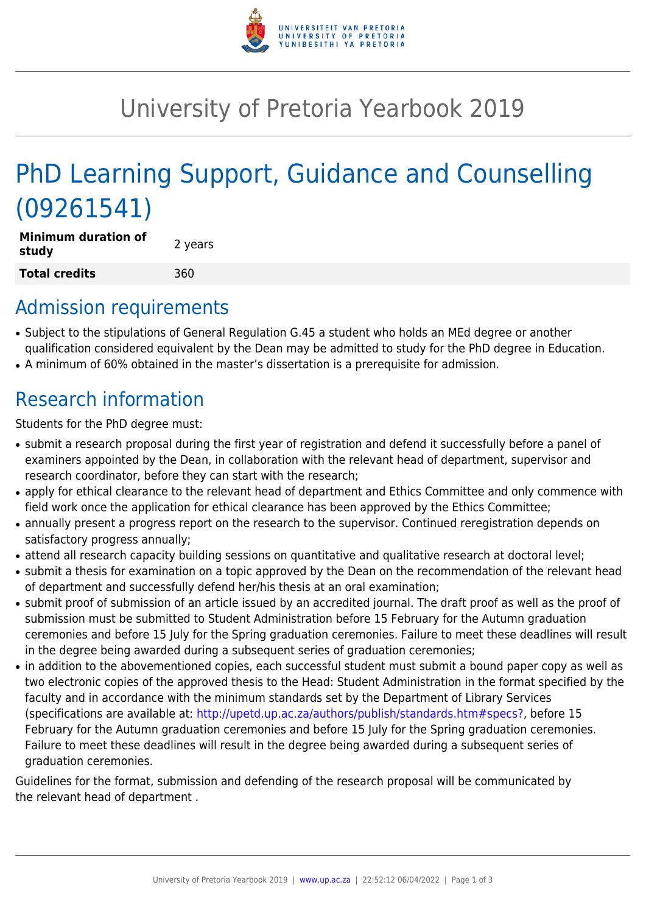# University of Pretoria Yearbook 2019

# PhD Learning Support, Guidance and Counselling (09261541)

| **Minimum duration of study** | 2 years |
|---|---|
| **Total credits** | 360 |

## Admission requirements

- Subject to the stipulations of General Regulation G.45 a student who holds an MEd degree or another qualification considered equivalent by the Dean may be admitted to study for the PhD degree in Education.
- A minimum of 60% obtained in the master's dissertation is a prerequisite for admission.

## Research information

Students for the PhD degree must:

- submit a research proposal during the first year of registration and defend it successfully before a panel of examiners appointed by the Dean, in collaboration with the relevant head of department, supervisor and research coordinator, before they can start with the research;
- apply for ethical clearance to the relevant head of department and Ethics Committee and only commence with field work once the application for ethical clearance has been approved by the Ethics Committee;
- annually present a progress report on the research to the supervisor. Continued reregistration depends on satisfactory progress annually;
- attend all research capacity building sessions on quantitative and qualitative research at doctoral level;
- submit a thesis for examination on a topic approved by the Dean on the recommendation of the relevant head of department and successfully defend her/his thesis at an oral examination;
- submit proof of submission of an article issued by an accredited journal. The draft proof as well as the proof of submission must be submitted to Student Administration before 15 February for the Autumn graduation ceremonies and before 15 July for the Spring graduation ceremonies. Failure to meet these deadlines will result in the degree being awarded during a subsequent series of graduation ceremonies;
- in addition to the abovementioned copies, each successful student must submit a bound paper copy as well as two electronic copies of the approved thesis to the Head: Student Administration in the format specified by the faculty and in accordance with the minimum standards set by the Department of Library Services (specifications are available at: http://upetd.up.ac.za/authors/publish/standards.htm#specs?, before 15 February for the Autumn graduation ceremonies and before 15 July for the Spring graduation ceremonies. Failure to meet these deadlines will result in the degree being awarded during a subsequent series of graduation ceremonies.

Guidelines for the format, submission and defending of the research proposal will be communicated by the relevant head of department .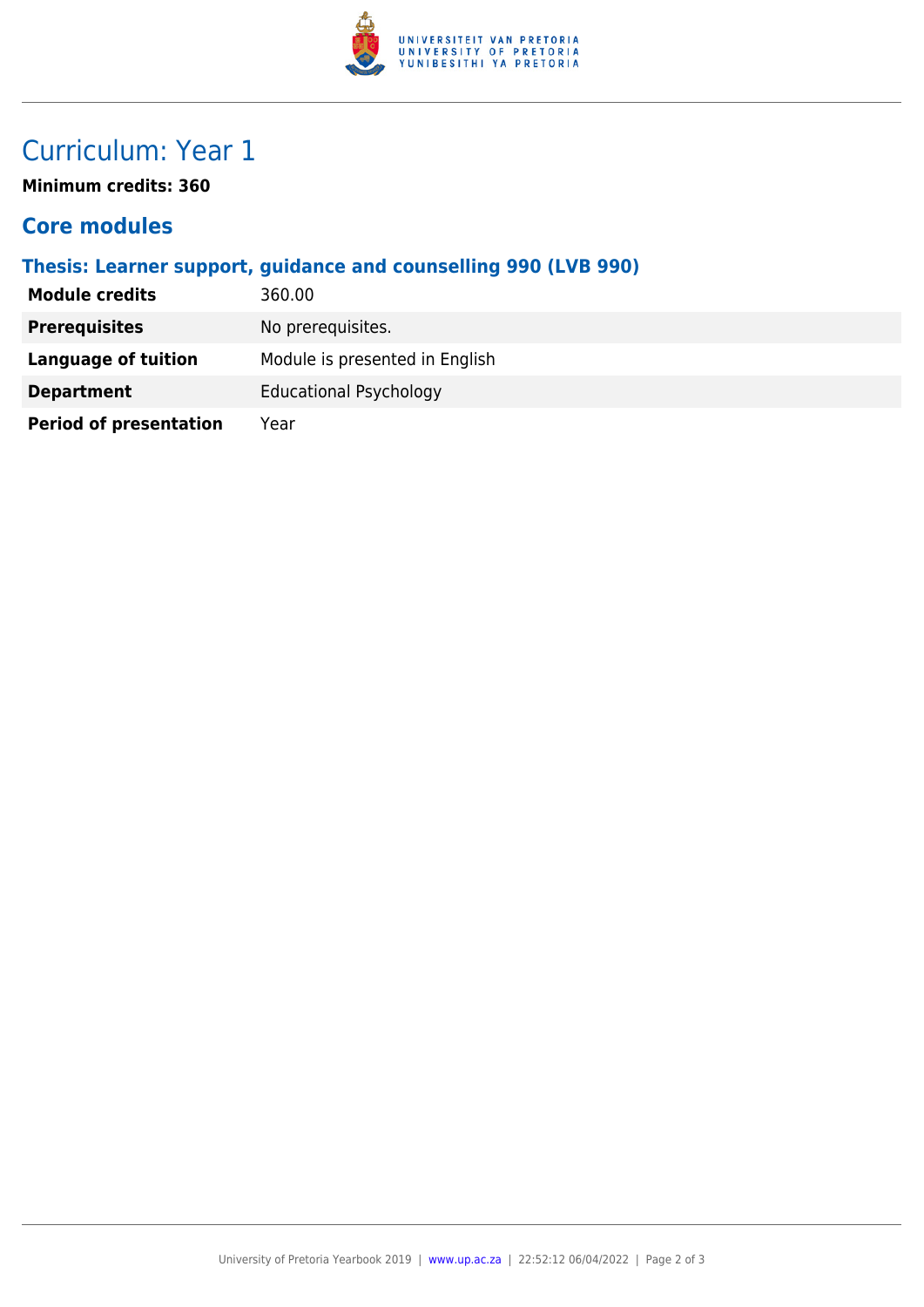# Curriculum: Year 1

**Minimum credits: 360**

## Core modules

### Thesis: Learner support, guidance and counselling 990 (LVB 990)

| | |
|---|---|
| **Module credits** | 360.00 |
| **Prerequisites** | No prerequisites. |
| **Language of tuition** | Module is presented in English |
| **Department** | Educational Psychology |
| **Period of presentation** | Year |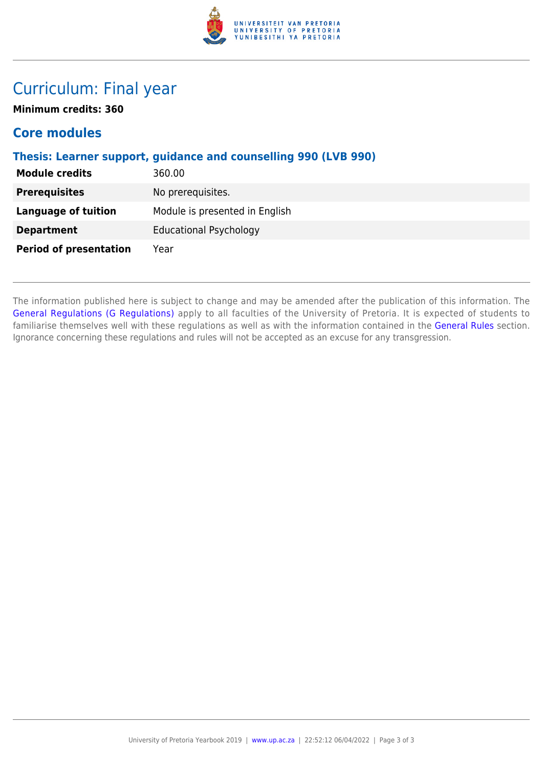# Curriculum: Final year

**Minimum credits: 360**

## Core modules

### Thesis: Learner support, guidance and counselling 990 (LVB 990)

| | |
|---|---|
| **Module credits** | 360.00 |
| **Prerequisites** | No prerequisites. |
| **Language of tuition** | Module is presented in English |
| **Department** | Educational Psychology |
| **Period of presentation** | Year |

The information published here is subject to change and may be amended after the publication of this information. The General Regulations (G Regulations) apply to all faculties of the University of Pretoria. It is expected of students to familiarise themselves well with these regulations as well as with the information contained in the General Rules section. Ignorance concerning these regulations and rules will not be accepted as an excuse for any transgression.